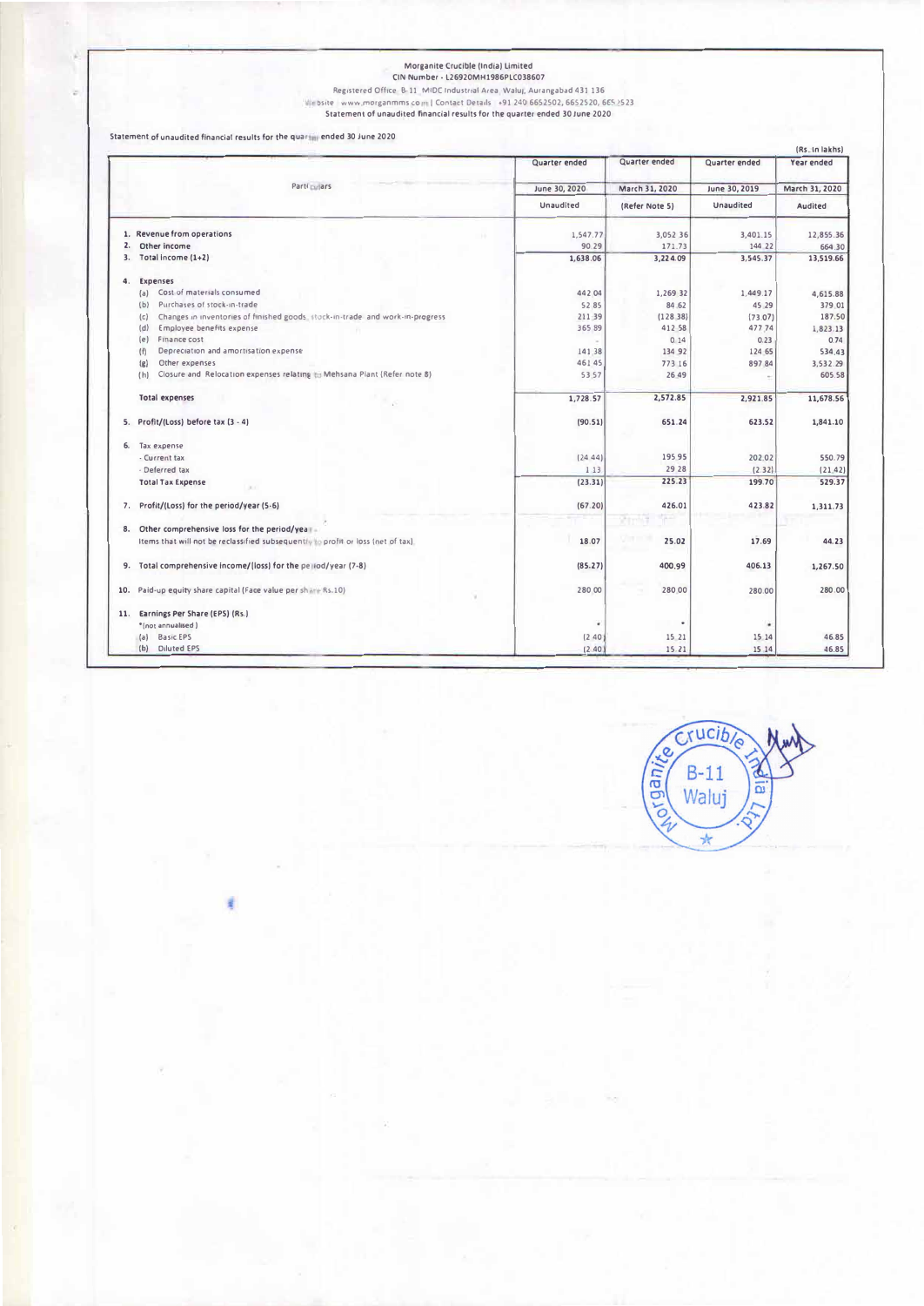# Morganite Crucible (India) Limited

CIN Number - L26920MH1986PLC038607

Registered Office: B-11 MIDC Industrial Area, Waluj, Aurangabad 431 136

Website : www.morganmms.com | Contact Details : +91 240 6652502, 6652520, 6652523

Statement of unaudited financial results for the quarter ended 30 June 2020

Statement of unaudited financial results for the quarter ended 30 June 2020

(Rs. in lakhs)

| Particulars | Quarter ended | Quarter ended | Quarter ended | Year ended |
|---|---|---|---|---|
| | June 30, 2020 | March 31, 2020 | June 30, 2019 | March 31, 2020 |
| | Unaudited | (Refer Note 5) | Unaudited | Audited |
| 1. Revenue from operations | 1,547.77 | 3,052.36 | 3,401.15 | 12,855.36 |
| 2. Other income | 90.29 | 171.73 | 144.22 | 664.30 |
| 3. Total income (1+2) | 1,638.06 | 3,224.09 | 3,545.37 | 13,519.66 |
| 4. Expenses | | | | |
| (a) Cost of materials consumed | 442.04 | 1,269.32 | 1,449.17 | 4,615.88 |
| (b) Purchases of stock-in-trade | 52.85 | 84.62 | 45.29 | 379.01 |
| (c) Changes in inventories of finished goods, stock-in-trade and work-in-progress | 211.39 | (128.38) | (73.07) | 187.50 |
| (d) Employee benefits expense | 365.89 | 412.58 | 477.74 | 1,823.13 |
| (e) Finance cost | - | 0.14 | 0.23 | 0.74 |
| (f) Depreciation and amortisation expense | 141.38 | 134.92 | 124.65 | 534.43 |
| (g) Other expenses | 461.45 | 773.16 | 897.84 | 3,532.29 |
| (h) Closure and Relocation expenses relating to Mehsana Plant (Refer note 8) | 53.57 | 26.49 | - | 605.58 |
| Total expenses | 1,728.57 | 2,572.85 | 2,921.85 | 11,678.56 |
| 5. Profit/(Loss) before tax (3 - 4) | (90.51) | 651.24 | 623.52 | 1,841.10 |
| 6. Tax expense | | | | |
| - Current tax | (24.44) | 195.95 | 202.02 | 550.79 |
| - Deferred tax | 1.13 | 29.28 | (2.32) | (21.42) |
| Total Tax Expense | (23.31) | 225.23 | 199.70 | 529.37 |
| 7. Profit/(Loss) for the period/year (5-6) | (67.20) | 426.01 | 423.82 | 1,311.73 |
| 8. Other comprehensive loss for the period/year | | | | |
| Items that will not be reclassified subsequently to profit or loss (net of tax) | 18.07 | 25.02 | 17.69 | 44.23 |
| 9. Total comprehensive income/(loss) for the period/year (7-8) | (85.27) | 400.99 | 406.13 | 1,267.50 |
| 10. Paid-up equity share capital (Face value per share Rs.10) | 280.00 | 280.00 | 280.00 | 280.00 |
| 11. Earnings Per Share (EPS) (Rs.) | | | | |
| *(not annualised) | * | * | * | |
| (a) Basic EPS | (2.40) | 15.21 | 15.14 | 46.85 |
| (b) Diluted EPS | (2.40) | 15.21 | 15.14 | 46.85 |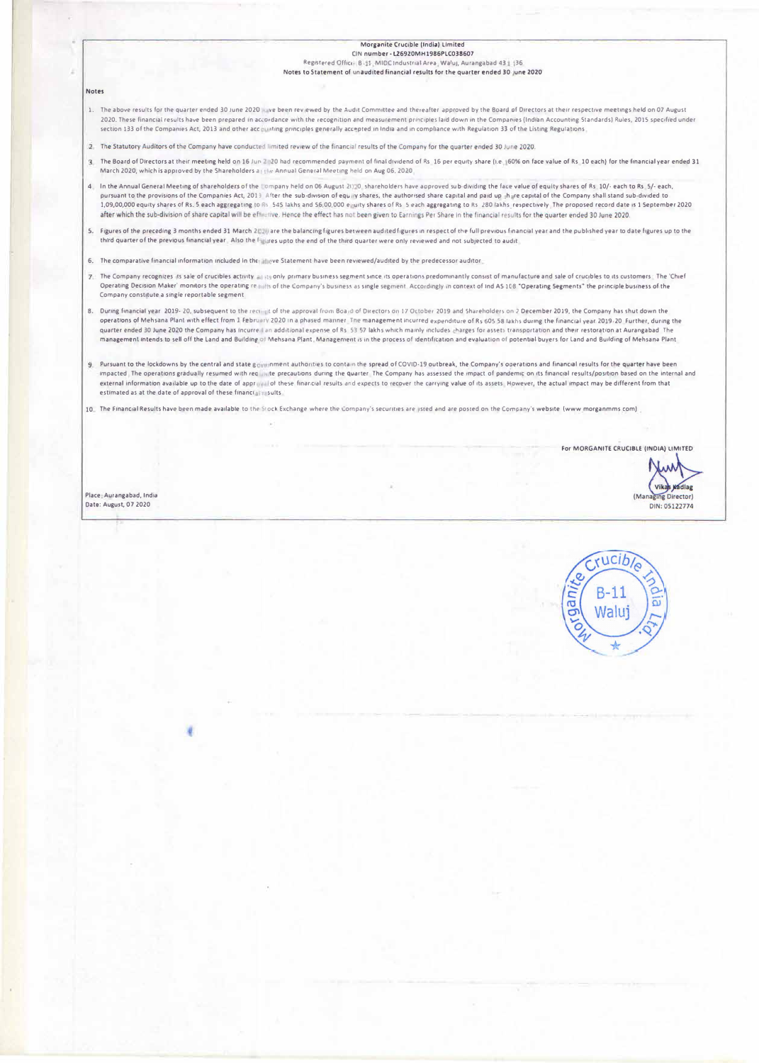**Morganite Crucible (India) Limited**
**CIN number - L26920MH1986PLC038607**
Registered Office: B-11, MIDC Industrial Area, Waluj, Aurangabad 431 136
**Notes to Statement of unaudited financial results for the quarter ended 30 June 2020**

**Notes**

1. The above results for the quarter ended 30 June 2020 have been reviewed by the Audit Committee and thereafter approved by the Board of Directors at their respective meetings held on 07 August 2020. These financial results have been prepared in accordance with the recognition and measurement principles laid down in the Companies (Indian Accounting Standards) Rules, 2015 specified under section 133 of the Companies Act, 2013 and other accounting principles generally accepted in India and in compliance with Regulation 33 of the Listing Regulations.

2. The Statutory Auditors of the Company have conducted limited review of the financial results of the Company for the quarter ended 30 June 2020.

3. The Board of Directors at their meeting held on 16 Jun 2020 had recommended payment of final dividend of Rs. 16 per equity share (i.e. 160% on face value of Rs. 10 each) for the financial year ended 31 March 2020, which is approved by the Shareholders at the Annual General Meeting held on Aug 06, 2020.

4. In the Annual General Meeting of shareholders of the Company held on 06 August 2020, shareholders have approved sub-dividing the face value of equity shares of Rs. 10/- each to Rs. 5/- each, pursuant to the provisions of the Companies Act, 2013. After the sub-division of equity shares, the authorised share capital and paid up share capital of the Company shall stand sub-divided to 1,09,00,000 equity shares of Rs. 5 each aggregating to Rs. 545 lakhs and 56,00,000 equity shares of Rs. 5 each aggregating to Rs. 280 lakhs respectively. The proposed record date is 1 September 2020 after which the sub-division of share capital will be effective. Hence the effect has not been given to Earnings Per Share in the financial results for the quarter ended 30 June 2020.

5. Figures of the preceding 3 months ended 31 March 2020 are the balancing figures between audited figures in respect of the full previous financial year and the published year to date figures up to the third quarter of the previous financial year. Also the figures upto the end of the third quarter were only reviewed and not subjected to audit.

6. The comparative financial information included in the above Statement have been reviewed/audited by the predecessor auditor.

7. The Company recognizes its sale of crucibles activity as its only primary business segment since its operations predominantly consist of manufacture and sale of crucibles to its customers. The 'Chief Operating Decision Maker' monitors the operating results of the Company's business as single segment. Accordingly in context of Ind AS 108 "Operating Segments" the principle business of the Company constitute a single reportable segment.

8. During financial year 2019-20, subsequent to the receipt of the approval from Board of Directors on 17 October 2019 and Shareholders on 2 December 2019, the Company has shut down the operations of Mehsana Plant with effect from 1 February 2020 in a phased manner. The management incurred expenditure of Rs 605.58 lakhs during the financial year 2019-20. Further, during the quarter ended 30 June 2020 the Company has incurred an additional expense of Rs. 53.57 lakhs which mainly includes charges for assets transportation and their restoration at Aurangabad. The management intends to sell off the Land and Building of Mehsana Plant. Management is in the process of identification and evaluation of potential buyers for Land and Building of Mehsana Plant.

9. Pursuant to the lockdowns by the central and state government authorities to contain the spread of COVID-19 outbreak, the Company's operations and financial results for the quarter have been impacted. The operations gradually resumed with requisite precautions during the quarter. The Company has assessed the impact of pandemic on its financial results/position based on the internal and external information available up to the date of approval of these financial results and expects to recover the carrying value of its assets. However, the actual impact may be different from that estimated as at the date of approval of these financial results.

10. The Financial Results have been made available to the Stock Exchange where the Company's securities are listed and are posted on the Company's website (www.morganmms.com).

For MORGANITE CRUCIBLE (INDIA) LIMITED

Vikas Kadlag
(Managing Director)
DIN: 05122774

Place: Aurangabad, India
Date: August, 07 2020